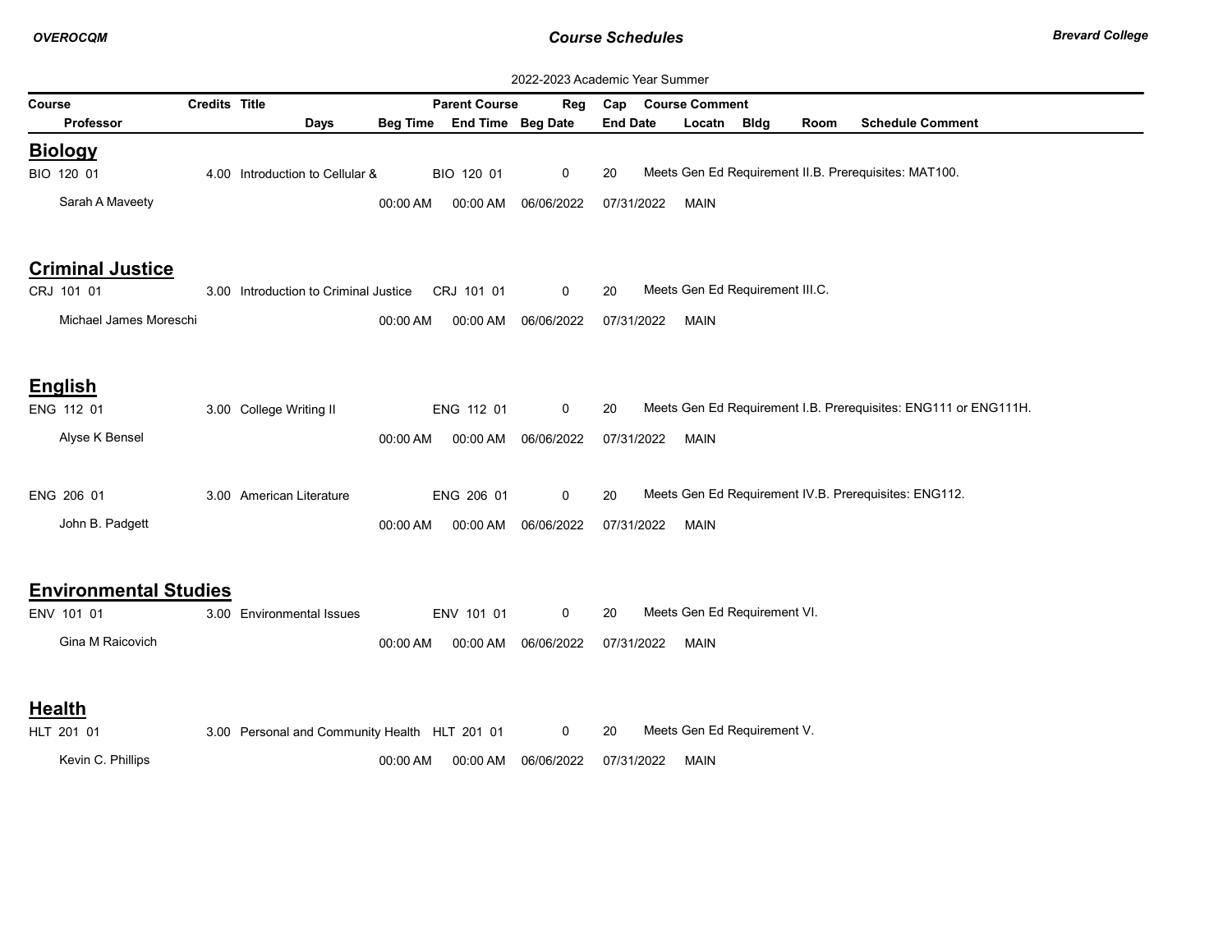# Course Schedules

Brevard College

2022-2023 Academic Year Summer

| Course | Credits | Title | Days | Beg Time | Parent Course | End Time | Reg | Beg Date | Cap | End Date | Course Comment | Locatn | Bldg | Room | Schedule Comment |
|---|---|---|---|---|---|---|---|---|---|---|---|---|---|---|---|
| Professor | | | | | | | | | | | | | | | |

## Biology

| Course | Credits | Title | Days | Beg Time | Parent Course | End Time | Reg | Beg Date | Cap | End Date | Course Comment | Locatn | Bldg | Room | Schedule Comment |
|---|---|---|---|---|---|---|---|---|---|---|---|---|---|---|---|
| BIO 120 01 | 4.00 | Introduction to Cellular & | | | BIO 120 01 | | 0 | | 20 | | Meets Gen Ed Requirement II.B. Prerequisites: MAT100. | | | | |
| Sarah A Maveety | | | | 00:00 AM | | 00:00 AM | | 06/06/2022 | | 07/31/2022 | | MAIN | | | |

## Criminal Justice

| Course | Credits | Title | Days | Beg Time | Parent Course | End Time | Reg | Beg Date | Cap | End Date | Course Comment | Locatn | Bldg | Room | Schedule Comment |
|---|---|---|---|---|---|---|---|---|---|---|---|---|---|---|---|
| CRJ 101 01 | 3.00 | Introduction to Criminal Justice | | | CRJ 101 01 | | 0 | | 20 | | Meets Gen Ed Requirement III.C. | | | | |
| Michael James Moreschi | | | | 00:00 AM | | 00:00 AM | | 06/06/2022 | | 07/31/2022 | | MAIN | | | |

## English

| Course | Credits | Title | Days | Beg Time | Parent Course | End Time | Reg | Beg Date | Cap | End Date | Course Comment | Locatn | Bldg | Room | Schedule Comment |
|---|---|---|---|---|---|---|---|---|---|---|---|---|---|---|---|
| ENG 112 01 | 3.00 | College Writing II | | | ENG 112 01 | | 0 | | 20 | | Meets Gen Ed Requirement I.B. Prerequisites: ENG111 or ENG111H. | | | | |
| Alyse K Bensel | | | | 00:00 AM | | 00:00 AM | | 06/06/2022 | | 07/31/2022 | | MAIN | | | |
| ENG 206 01 | 3.00 | American Literature | | | ENG 206 01 | | 0 | | 20 | | Meets Gen Ed Requirement IV.B. Prerequisites: ENG112. | | | | |
| John B. Padgett | | | | 00:00 AM | | 00:00 AM | | 06/06/2022 | | 07/31/2022 | | MAIN | | | |

## Environmental Studies

| Course | Credits | Title | Days | Beg Time | Parent Course | End Time | Reg | Beg Date | Cap | End Date | Course Comment | Locatn | Bldg | Room | Schedule Comment |
|---|---|---|---|---|---|---|---|---|---|---|---|---|---|---|---|
| ENV 101 01 | 3.00 | Environmental Issues | | | ENV 101 01 | | 0 | | 20 | | Meets Gen Ed Requirement VI. | | | | |
| Gina M Raicovich | | | | 00:00 AM | | 00:00 AM | | 06/06/2022 | | 07/31/2022 | | MAIN | | | |

## Health

| Course | Credits | Title | Days | Beg Time | Parent Course | End Time | Reg | Beg Date | Cap | End Date | Course Comment | Locatn | Bldg | Room | Schedule Comment |
|---|---|---|---|---|---|---|---|---|---|---|---|---|---|---|---|
| HLT 201 01 | 3.00 | Personal and Community Health | | | HLT 201 01 | | 0 | | 20 | | Meets Gen Ed Requirement V. | | | | |
| Kevin C. Phillips | | | | 00:00 AM | | 00:00 AM | | 06/06/2022 | | 07/31/2022 | | MAIN | | | |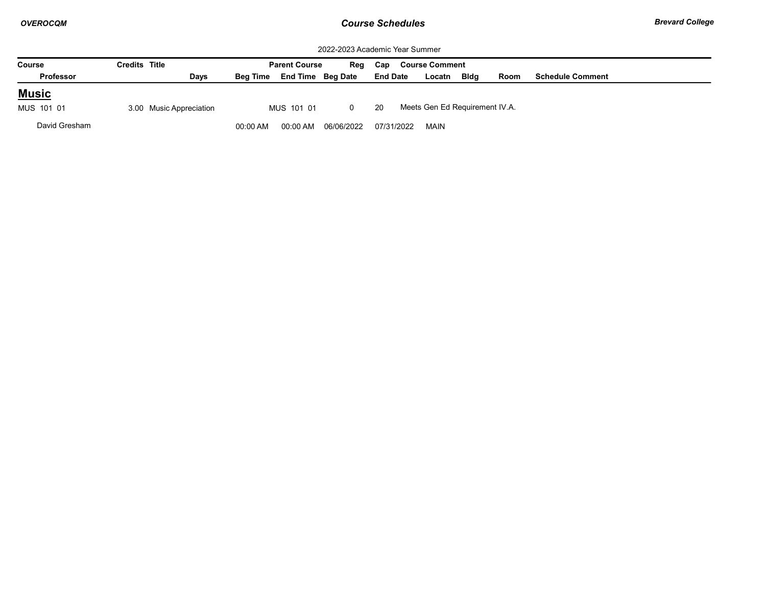2022-2023 Academic Year Summer

| Course | Credits | Title | | Parent Course | | Reg | Cap | Course Comment | | | |
|---|---|---|---|---|---|---|---|---|---|---|---|
| Professor | | Days | Beg Time | End Time | Beg Date | | End Date | Locatn | Bldg | Room | Schedule Comment |

## Music

| Course | Credits | Title | | Parent Course | | Reg | Cap | Course Comment | | | |
|---|---|---|---|---|---|---|---|---|---|---|---|
| MUS 101 01 | 3.00 | Music Appreciation | | MUS 101 01 | | 0 | 20 | Meets Gen Ed Requirement IV.A. | | | |
| David Gresham | | | 00:00 AM | 00:00 AM | 06/06/2022 | | 07/31/2022 | MAIN | | | |